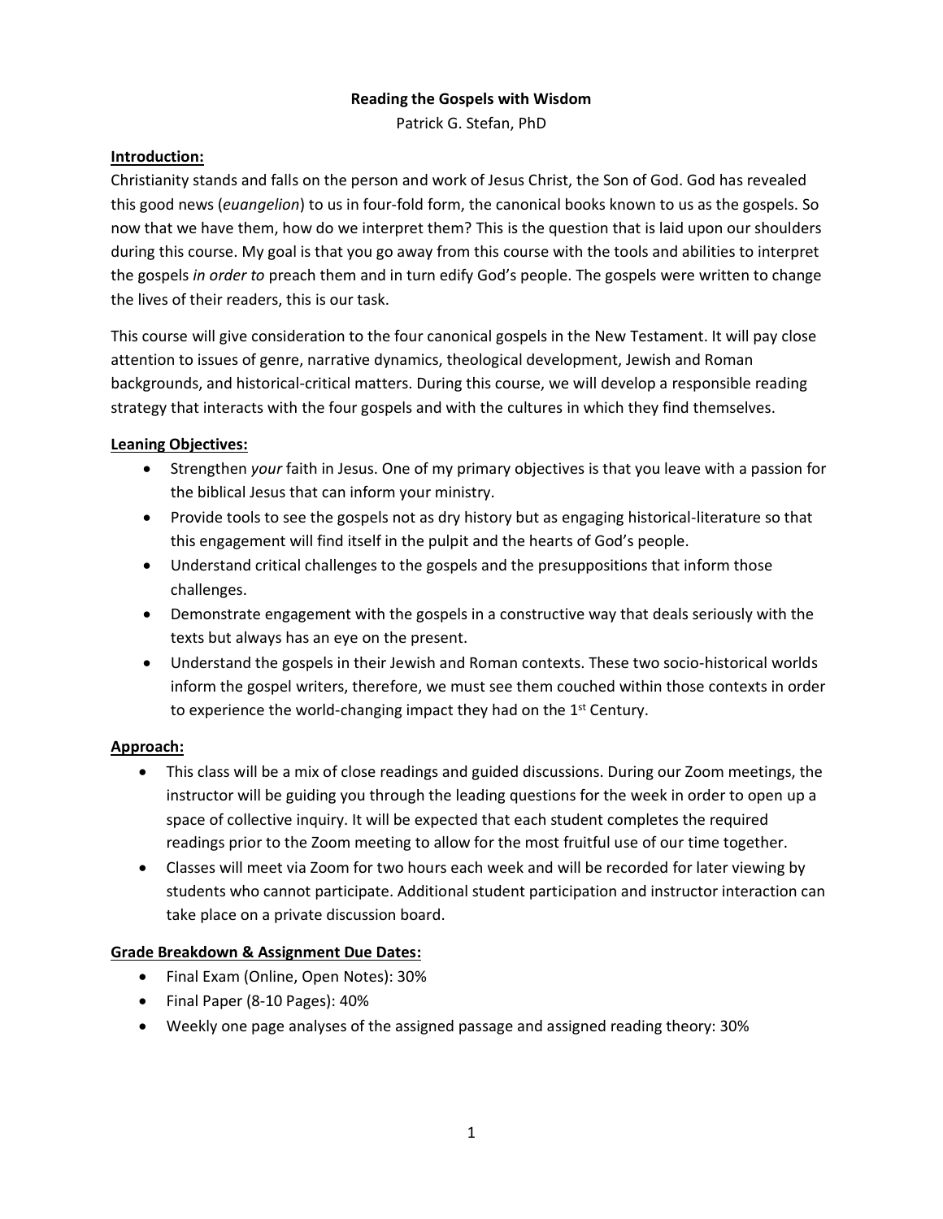# Reading the Gospels with Wisdom

Patrick G. Stefan, PhD

## Introduction:

Christianity stands and falls on the person and work of Jesus Christ, the Son of God. God has revealed this good news (*euangelion*) to us in four-fold form, the canonical books known to us as the gospels. So now that we have them, how do we interpret them? This is the question that is laid upon our shoulders during this course. My goal is that you go away from this course with the tools and abilities to interpret the gospels *in order to* preach them and in turn edify God's people. The gospels were written to change the lives of their readers, this is our task.

This course will give consideration to the four canonical gospels in the New Testament. It will pay close attention to issues of genre, narrative dynamics, theological development, Jewish and Roman backgrounds, and historical-critical matters. During this course, we will develop a responsible reading strategy that interacts with the four gospels and with the cultures in which they find themselves.

## Leaning Objectives:

- Strengthen *your* faith in Jesus. One of my primary objectives is that you leave with a passion for the biblical Jesus that can inform your ministry.
- Provide tools to see the gospels not as dry history but as engaging historical-literature so that this engagement will find itself in the pulpit and the hearts of God's people.
- Understand critical challenges to the gospels and the presuppositions that inform those challenges.
- Demonstrate engagement with the gospels in a constructive way that deals seriously with the texts but always has an eye on the present.
- Understand the gospels in their Jewish and Roman contexts. These two socio-historical worlds inform the gospel writers, therefore, we must see them couched within those contexts in order to experience the world-changing impact they had on the 1st Century.

## Approach:

- This class will be a mix of close readings and guided discussions. During our Zoom meetings, the instructor will be guiding you through the leading questions for the week in order to open up a space of collective inquiry. It will be expected that each student completes the required readings prior to the Zoom meeting to allow for the most fruitful use of our time together.
- Classes will meet via Zoom for two hours each week and will be recorded for later viewing by students who cannot participate. Additional student participation and instructor interaction can take place on a private discussion board.

## Grade Breakdown & Assignment Due Dates:

- Final Exam (Online, Open Notes): 30%
- Final Paper (8-10 Pages): 40%
- Weekly one page analyses of the assigned passage and assigned reading theory: 30%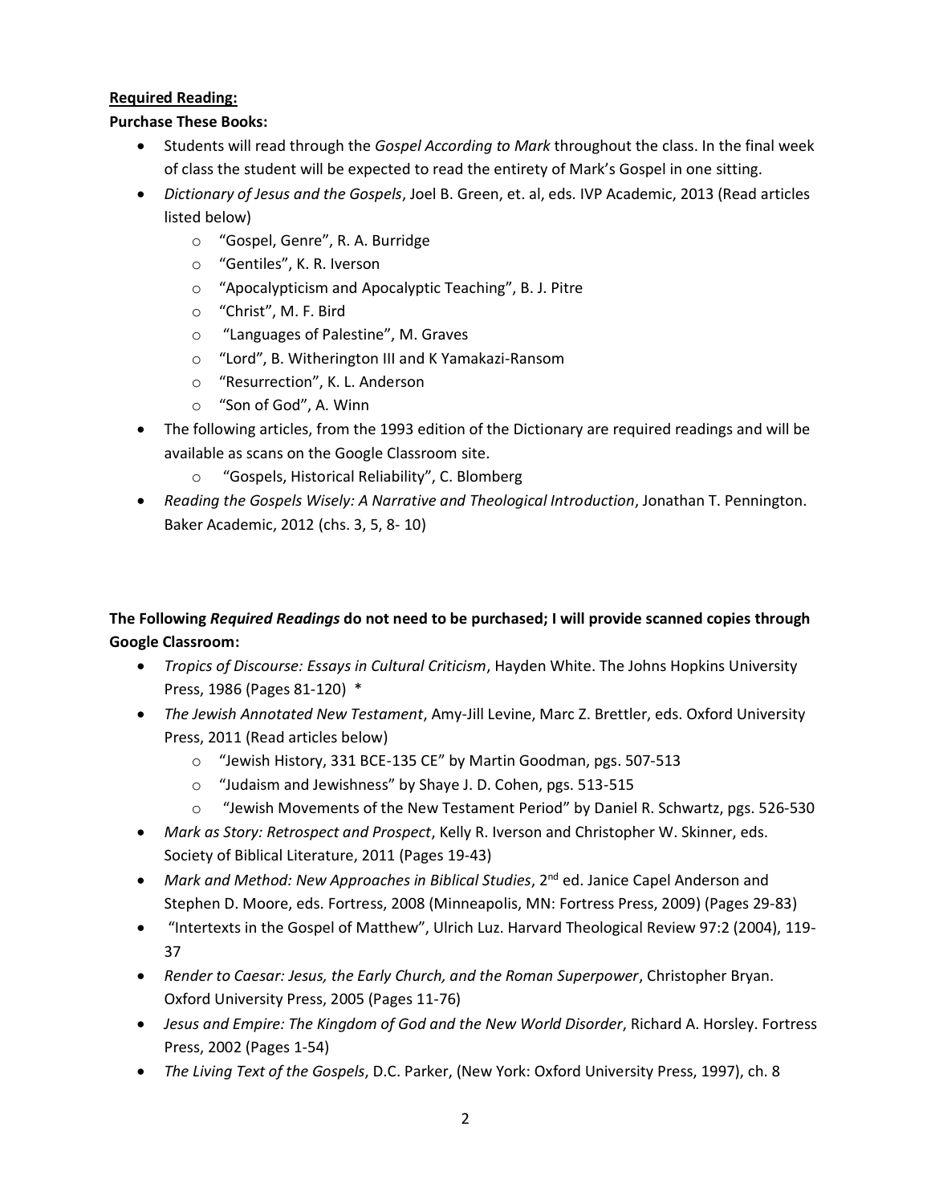**<u>Required Reading:</u>**

**Purchase These Books:**

- Students will read through the *Gospel According to Mark* throughout the class. In the final week of class the student will be expected to read the entirety of Mark's Gospel in one sitting.
- *Dictionary of Jesus and the Gospels*, Joel B. Green, et. al, eds. IVP Academic, 2013 (Read articles listed below)
    - "Gospel, Genre", R. A. Burridge
    - "Gentiles", K. R. Iverson
    - "Apocalypticism and Apocalyptic Teaching", B. J. Pitre
    - "Christ", M. F. Bird
    - "Languages of Palestine", M. Graves
    - "Lord", B. Witherington III and K Yamakazi-Ransom
    - "Resurrection", K. L. Anderson
    - "Son of God", A. Winn
- The following articles, from the 1993 edition of the Dictionary are required readings and will be available as scans on the Google Classroom site.
    - "Gospels, Historical Reliability", C. Blomberg
- *Reading the Gospels Wisely: A Narrative and Theological Introduction*, Jonathan T. Pennington. Baker Academic, 2012 (chs. 3, 5, 8- 10)

**The Following *Required Readings* do not need to be purchased; I will provide scanned copies through Google Classroom:**

- *Tropics of Discourse: Essays in Cultural Criticism*, Hayden White. The Johns Hopkins University Press, 1986 (Pages 81-120) *
- *The Jewish Annotated New Testament*, Amy-Jill Levine, Marc Z. Brettler, eds. Oxford University Press, 2011 (Read articles below)
    - "Jewish History, 331 BCE-135 CE" by Martin Goodman, pgs. 507-513
    - "Judaism and Jewishness" by Shaye J. D. Cohen, pgs. 513-515
    - "Jewish Movements of the New Testament Period" by Daniel R. Schwartz, pgs. 526-530
- *Mark as Story: Retrospect and Prospect*, Kelly R. Iverson and Christopher W. Skinner, eds. Society of Biblical Literature, 2011 (Pages 19-43)
- *Mark and Method: New Approaches in Biblical Studies*, 2nd ed. Janice Capel Anderson and Stephen D. Moore, eds. Fortress, 2008 (Minneapolis, MN: Fortress Press, 2009) (Pages 29-83)
- "Intertexts in the Gospel of Matthew", Ulrich Luz. Harvard Theological Review 97:2 (2004), 119-37
- *Render to Caesar: Jesus, the Early Church, and the Roman Superpower*, Christopher Bryan. Oxford University Press, 2005 (Pages 11-76)
- *Jesus and Empire: The Kingdom of God and the New World Disorder*, Richard A. Horsley. Fortress Press, 2002 (Pages 1-54)
- *The Living Text of the Gospels*, D.C. Parker, (New York: Oxford University Press, 1997), ch. 8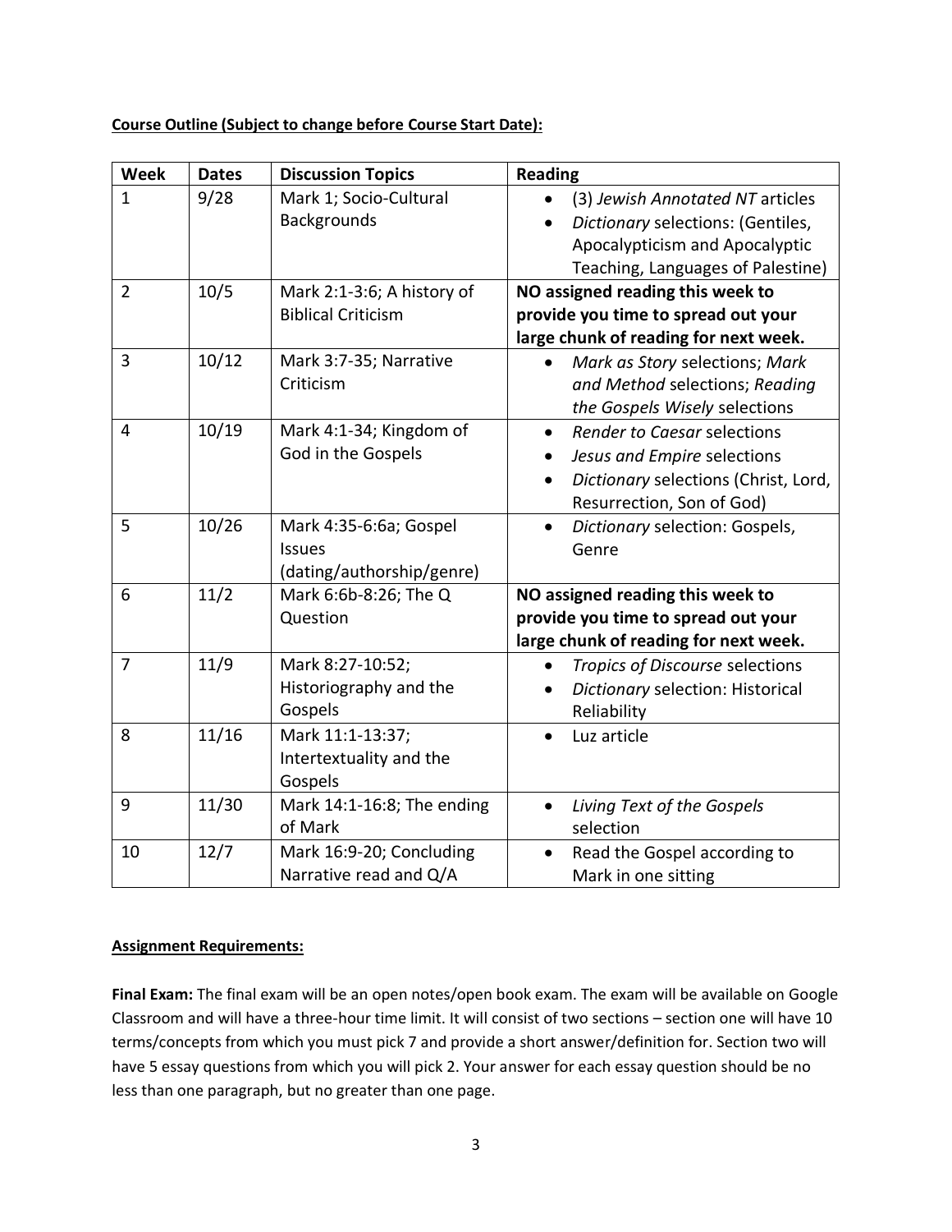**Course Outline (Subject to change before Course Start Date):**

| Week | Dates | Discussion Topics | Reading |
|---|---|---|---|
| 1 | 9/28 | Mark 1; Socio-Cultural Backgrounds | • (3) *Jewish Annotated NT* articles<br>• *Dictionary* selections: (Gentiles, Apocalypticism and Apocalyptic Teaching, Languages of Palestine) |
| 2 | 10/5 | Mark 2:1-3:6; A history of Biblical Criticism | **NO assigned reading this week to provide you time to spread out your large chunk of reading for next week.** |
| 3 | 10/12 | Mark 3:7-35; Narrative Criticism | • *Mark as Story* selections; *Mark and Method* selections; *Reading the Gospels Wisely* selections |
| 4 | 10/19 | Mark 4:1-34; Kingdom of God in the Gospels | • *Render to Caesar* selections<br>• *Jesus and Empire* selections<br>• *Dictionary* selections (Christ, Lord, Resurrection, Son of God) |
| 5 | 10/26 | Mark 4:35-6:6a; Gospel Issues (dating/authorship/genre) | • *Dictionary* selection: Gospels, Genre |
| 6 | 11/2 | Mark 6:6b-8:26; The Q Question | **NO assigned reading this week to provide you time to spread out your large chunk of reading for next week.** |
| 7 | 11/9 | Mark 8:27-10:52; Historiography and the Gospels | • *Tropics of Discourse* selections<br>• *Dictionary* selection: Historical Reliability |
| 8 | 11/16 | Mark 11:1-13:37; Intertextuality and the Gospels | • Luz article |
| 9 | 11/30 | Mark 14:1-16:8; The ending of Mark | • *Living Text of the Gospels* selection |
| 10 | 12/7 | Mark 16:9-20; Concluding Narrative read and Q/A | • Read the Gospel according to Mark in one sitting |

**Assignment Requirements:**

**Final Exam:** The final exam will be an open notes/open book exam. The exam will be available on Google Classroom and will have a three-hour time limit. It will consist of two sections – section one will have 10 terms/concepts from which you must pick 7 and provide a short answer/definition for. Section two will have 5 essay questions from which you will pick 2. Your answer for each essay question should be no less than one paragraph, but no greater than one page.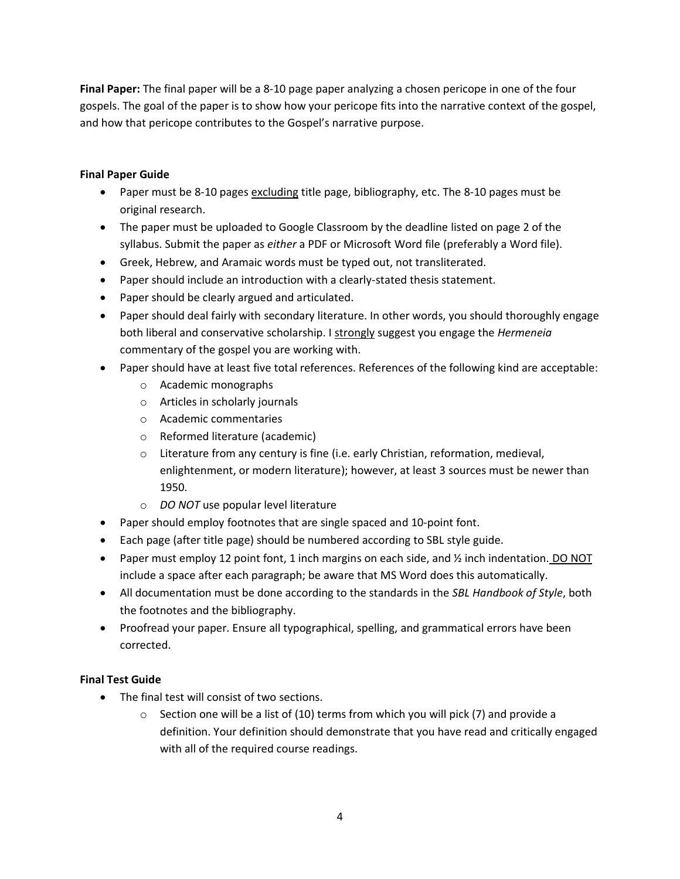**Final Paper:** The final paper will be a 8-10 page paper analyzing a chosen pericope in one of the four gospels. The goal of the paper is to show how your pericope fits into the narrative context of the gospel, and how that pericope contributes to the Gospel's narrative purpose.

**Final Paper Guide**

- Paper must be 8-10 pages excluding title page, bibliography, etc. The 8-10 pages must be original research.
- The paper must be uploaded to Google Classroom by the deadline listed on page 2 of the syllabus. Submit the paper as *either* a PDF or Microsoft Word file (preferably a Word file).
- Greek, Hebrew, and Aramaic words must be typed out, not transliterated.
- Paper should include an introduction with a clearly-stated thesis statement.
- Paper should be clearly argued and articulated.
- Paper should deal fairly with secondary literature. In other words, you should thoroughly engage both liberal and conservative scholarship. I strongly suggest you engage the *Hermeneia* commentary of the gospel you are working with.
- Paper should have at least five total references. References of the following kind are acceptable:
  - Academic monographs
  - Articles in scholarly journals
  - Academic commentaries
  - Reformed literature (academic)
  - Literature from any century is fine (i.e. early Christian, reformation, medieval, enlightenment, or modern literature); however, at least 3 sources must be newer than 1950.
  - *DO NOT* use popular level literature
- Paper should employ footnotes that are single spaced and 10-point font.
- Each page (after title page) should be numbered according to SBL style guide.
- Paper must employ 12 point font, 1 inch margins on each side, and ½ inch indentation. DO NOT include a space after each paragraph; be aware that MS Word does this automatically.
- All documentation must be done according to the standards in the *SBL Handbook of Style*, both the footnotes and the bibliography.
- Proofread your paper. Ensure all typographical, spelling, and grammatical errors have been corrected.

**Final Test Guide**

- The final test will consist of two sections.
  - Section one will be a list of (10) terms from which you will pick (7) and provide a definition. Your definition should demonstrate that you have read and critically engaged with all of the required course readings.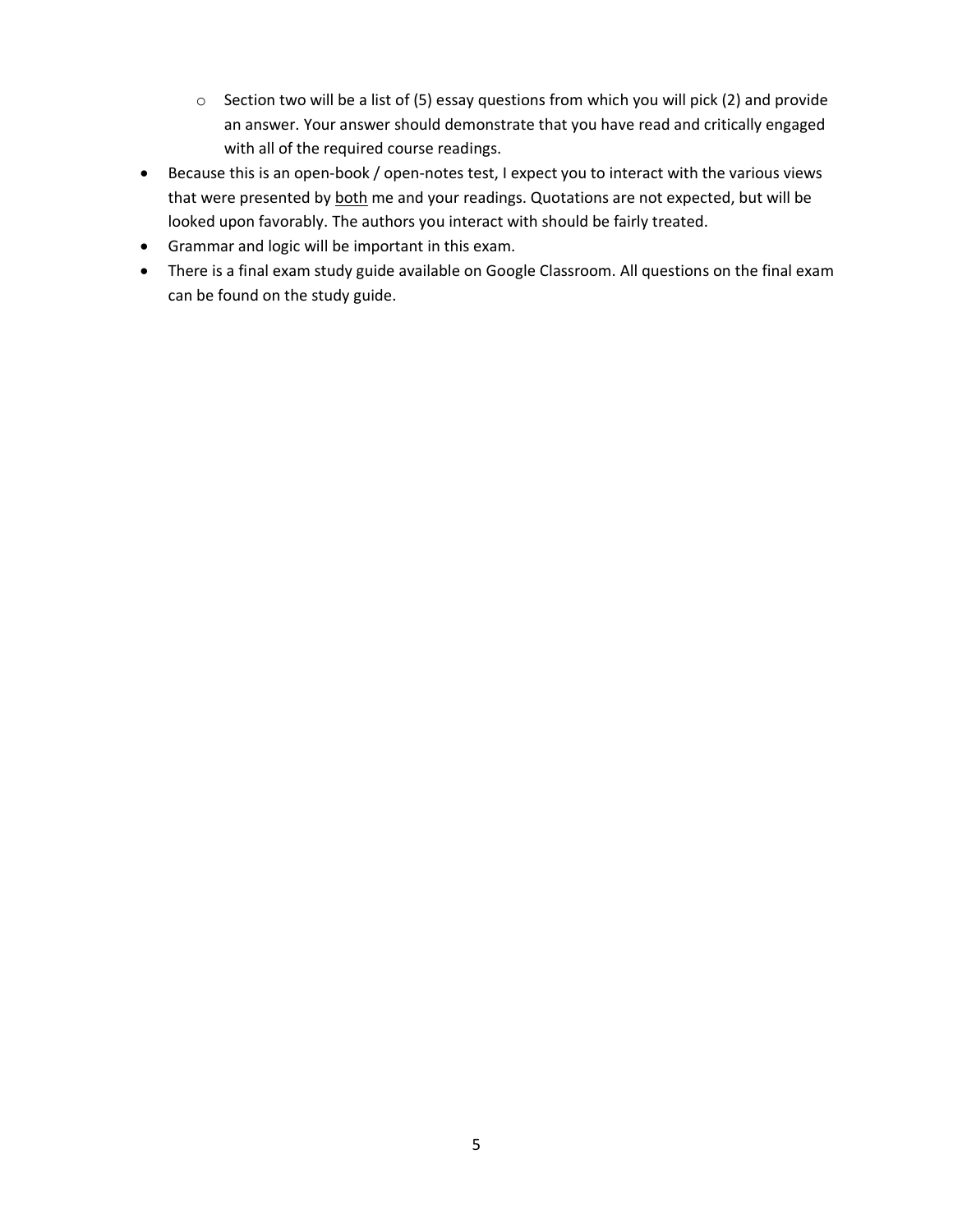- Section two will be a list of (5) essay questions from which you will pick (2) and provide an answer. Your answer should demonstrate that you have read and critically engaged with all of the required course readings.
- Because this is an open-book / open-notes test, I expect you to interact with the various views that were presented by <u>both</u> me and your readings. Quotations are not expected, but will be looked upon favorably. The authors you interact with should be fairly treated.
- Grammar and logic will be important in this exam.
- There is a final exam study guide available on Google Classroom. All questions on the final exam can be found on the study guide.